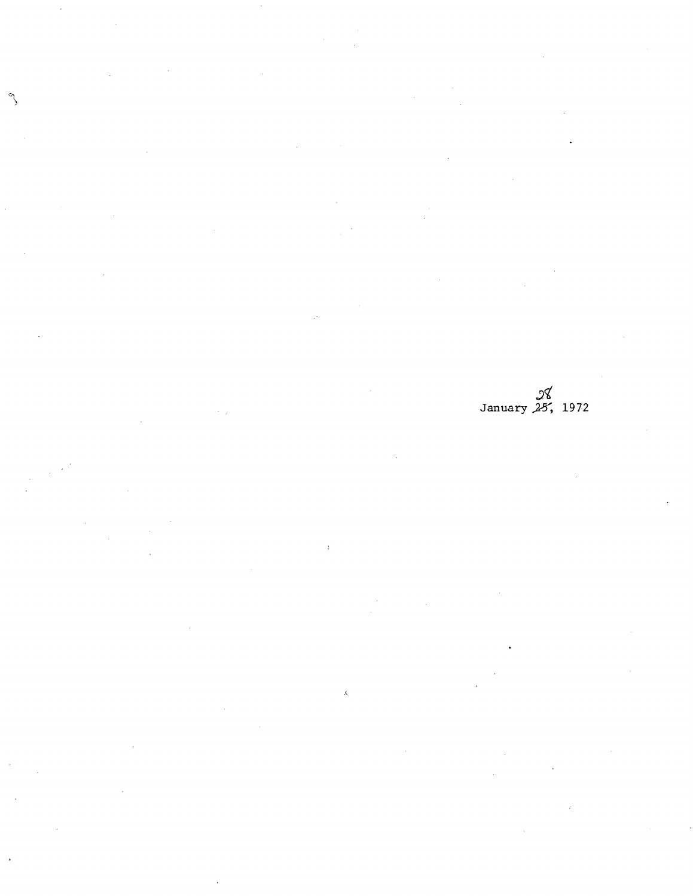January ~~25~~ 28, 1972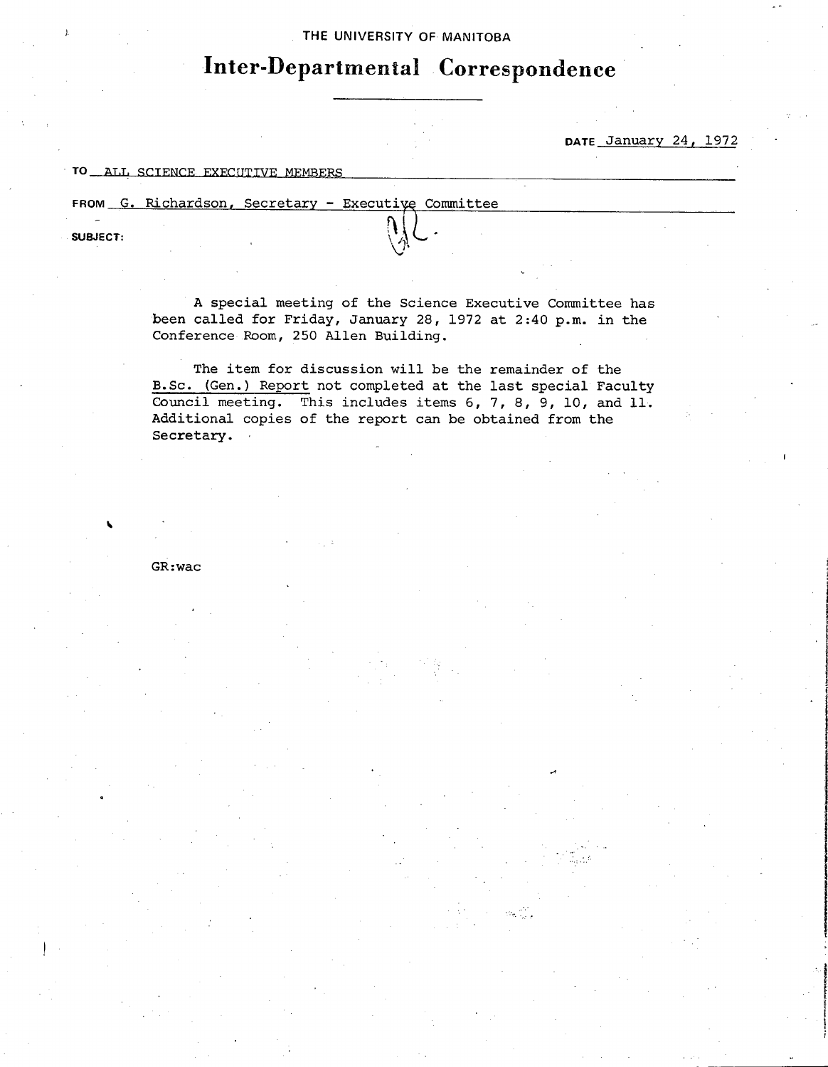THE UNIVERSITY OF MANITOBA

# Inter-Departmental Correspondence

DATE January 24, 1972

TO ALL SCIENCE EXECUTIVE MEMBERS

FROM G. Richardson, Secretary - Executive Committee

SUBJECT:

A special meeting of the Science Executive Committee has been called for Friday, January 28, 1972 at 2:40 p.m. in the Conference Room, 250 Allen Building.

The item for discussion will be the remainder of the B.Sc. (Gen.) Report not completed at the last special Faculty Council meeting. This includes items 6, 7, 8, 9, 10, and 11. Additional copies of the report can be obtained from the Secretary.

GR:wac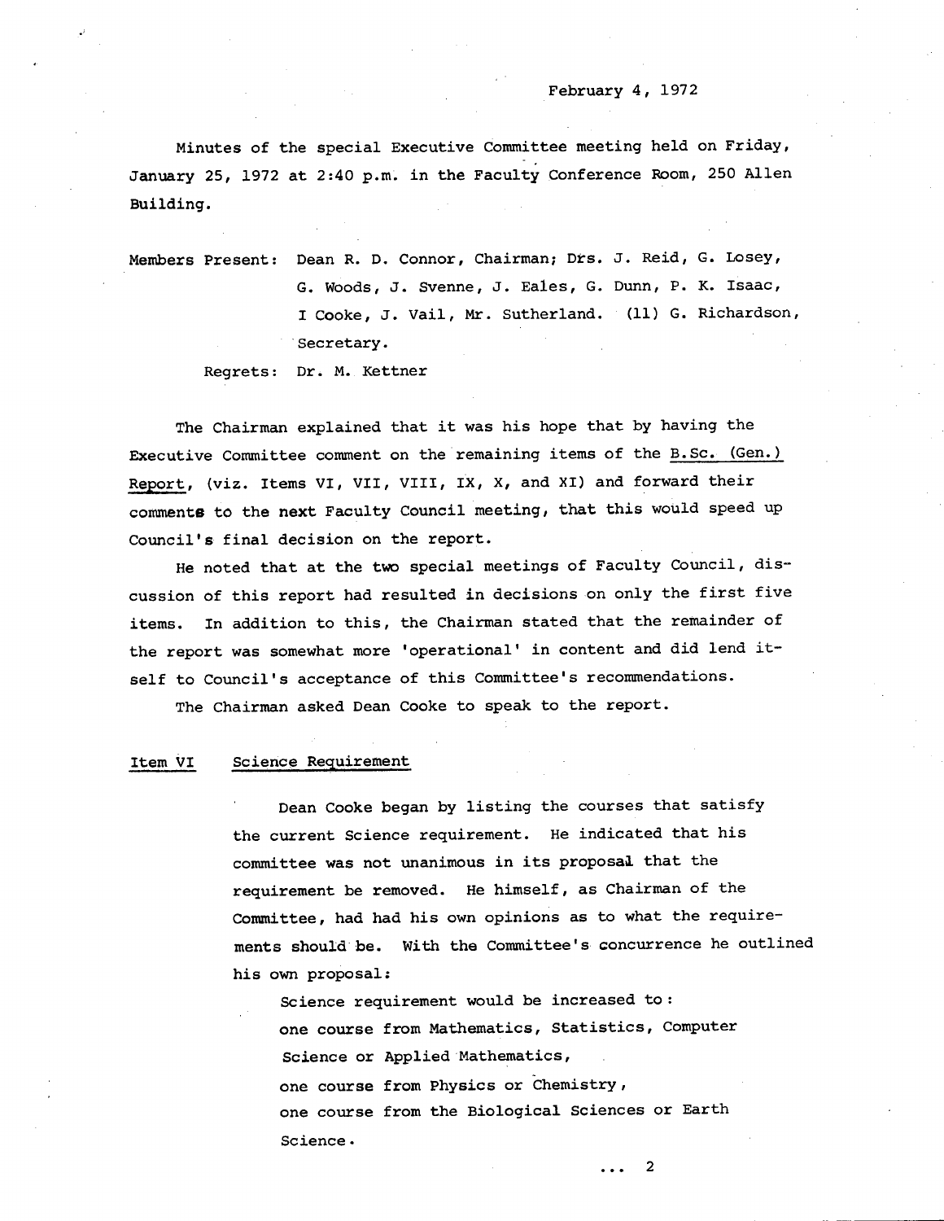February 4, 1972

Minutes of the special Executive Committee meeting held on Friday, January 25, 1972 at 2:40 p.m. in the Faculty Conference Room, 250 Allen Building.

Members Present: Dean R. D. Connor, Chairman; Drs. J. Reid, G. Losey, G. Woods, J. Svenne, J. Eales, G. Dunn, P. K. Isaac, I Cooke, J. Vail, Mr. Sutherland. (11) G. Richardson, Secretary.

Regrets: Dr. M. Kettner

The Chairman explained that it was his hope that by having the Executive Committee comment on the remaining items of the <u>B.Sc. (Gen.) Report</u>, (viz. Items VI, VII, VIII, IX, X, and XI) and forward their comments to the next Faculty Council meeting, that this would speed up Council's final decision on the report.

He noted that at the two special meetings of Faculty Council, discussion of this report had resulted in decisions on only the first five items. In addition to this, the Chairman stated that the remainder of the report was somewhat more 'operational' in content and did lend itself to Council's acceptance of this Committee's recommendations.

The Chairman asked Dean Cooke to speak to the report.

## Item VI Science Requirement

Dean Cooke began by listing the courses that satisfy the current Science requirement. He indicated that his committee was not unanimous in its proposal that the requirement be removed. He himself, as Chairman of the Committee, had had his own opinions as to what the requirements should be. With the Committee's concurrence he outlined his own proposal:

Science requirement would be increased to:
one course from Mathematics, Statistics, Computer Science or Applied Mathematics,
one course from Physics or Chemistry,
one course from the Biological Sciences or Earth Science.

... 2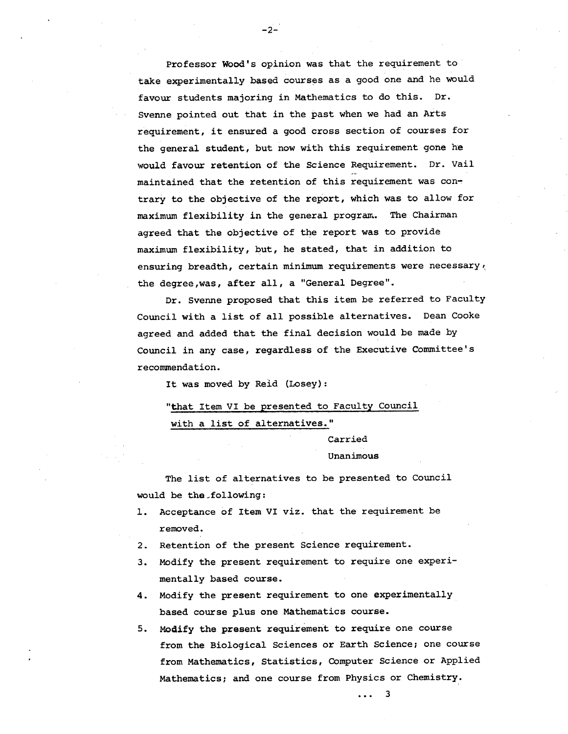Professor Wood's opinion was that the requirement to take experimentally based courses as a good one and he would favour students majoring in Mathematics to do this. Dr. Svenne pointed out that in the past when we had an Arts requirement, it ensured a good cross section of courses for the general student, but now with this requirement gone he would favour retention of the Science Requirement. Dr. Vail maintained that the retention of this requirement was contrary to the objective of the report, which was to allow for maximum flexibility in the general program. The Chairman agreed that the objective of the report was to provide maximum flexibility, but, he stated, that in addition to ensuring breadth, certain minimum requirements were necessary, the degree, was, after all, a "General Degree".

Dr. Svenne proposed that this item be referred to Faculty Council with a list of all possible alternatives. Dean Cooke agreed and added that the final decision would be made by Council in any case, regardless of the Executive Committee's recommendation.

It was moved by Reid (Losey):

"that Item VI be presented to Faculty Council with a list of alternatives."

Carried
Unanimous

The list of alternatives to be presented to Council would be the following:

1. Acceptance of Item VI viz. that the requirement be removed.
2. Retention of the present Science requirement.
3. Modify the present requirement to require one experimentally based course.
4. Modify the present requirement to one experimentally based course plus one Mathematics course.
5. Modify the present requirement to require one course from the Biological Sciences or Earth Science; one course from Mathematics, Statistics, Computer Science or Applied Mathematics; and one course from Physics or Chemistry.

... 3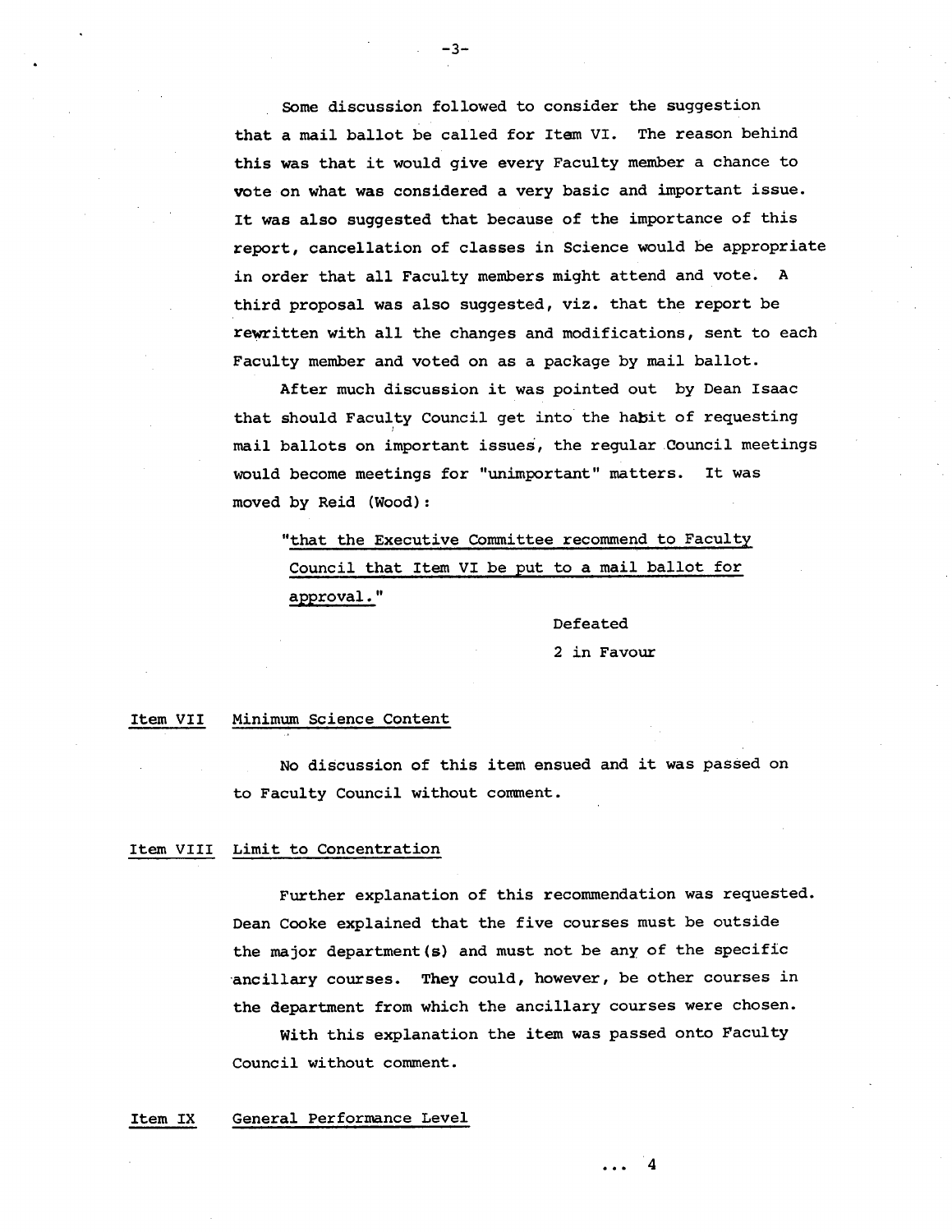Some discussion followed to consider the suggestion that a mail ballot be called for Item VI. The reason behind this was that it would give every Faculty member a chance to vote on what was considered a very basic and important issue. It was also suggested that because of the importance of this report, cancellation of classes in Science would be appropriate in order that all Faculty members might attend and vote. A third proposal was also suggested, viz. that the report be rewritten with all the changes and modifications, sent to each Faculty member and voted on as a package by mail ballot.

After much discussion it was pointed out by Dean Isaac that should Faculty Council get into the habit of requesting mail ballots on important issues, the regular Council meetings would become meetings for "unimportant" matters. It was moved by Reid (Wood):

> "<u>that the Executive Committee recommend to Faculty Council that Item VI be put to a mail ballot for approval.</u>"

Defeated
2 in Favour

<u>Item VII</u> <u>Minimum Science Content</u>

No discussion of this item ensued and it was passed on to Faculty Council without comment.

<u>Item VIII</u> <u>Limit to Concentration</u>

Further explanation of this recommendation was requested. Dean Cooke explained that the five courses must be outside the major department(s) and must not be any of the specific ancillary courses. They could, however, be other courses in the department from which the ancillary courses were chosen.

With this explanation the item was passed onto Faculty Council without comment.

<u>Item IX</u> <u>General Performance Level</u>

... 4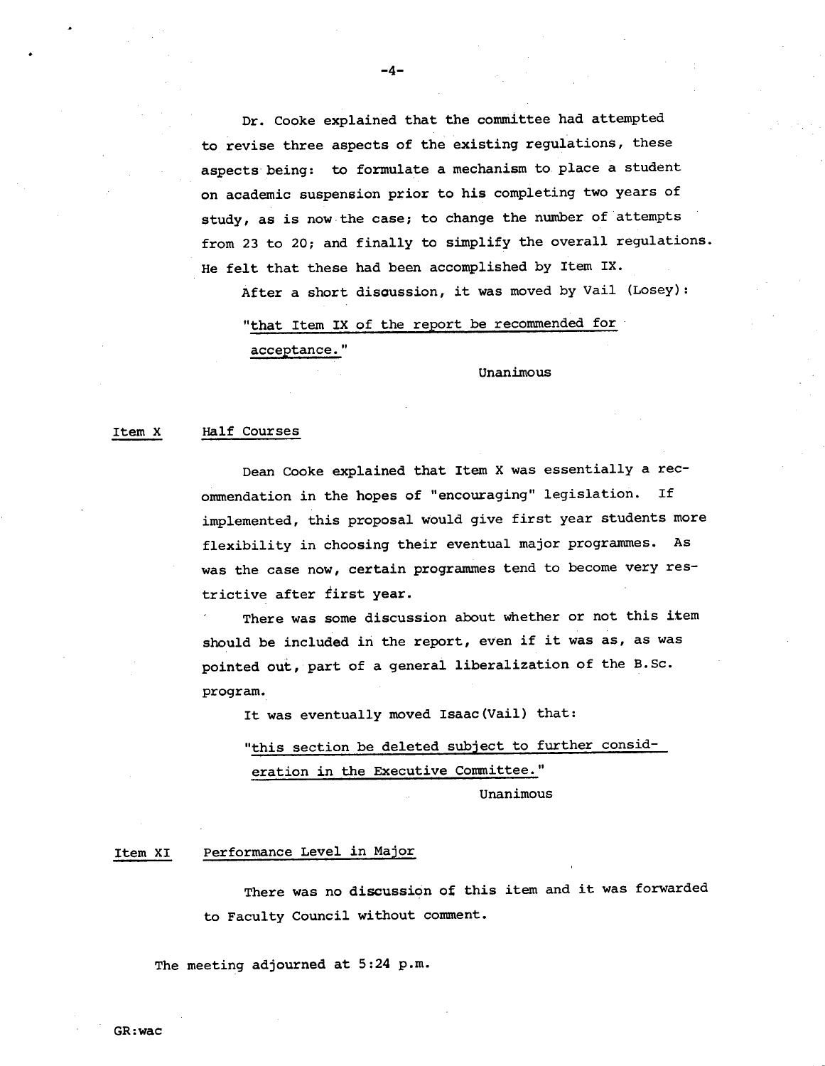Dr. Cooke explained that the committee had attempted to revise three aspects of the existing regulations, these aspects being: to formulate a mechanism to place a student on academic suspension prior to his completing two years of study, as is now the case; to change the number of attempts from 23 to 20; and finally to simplify the overall regulations. He felt that these had been accomplished by Item IX.

After a short discussion, it was moved by Vail (Losey):

"that Item IX of the report be recommended for acceptance."

Unanimous

## Item X Half Courses

Dean Cooke explained that Item X was essentially a recommendation in the hopes of "encouraging" legislation. If implemented, this proposal would give first year students more flexibility in choosing their eventual major programmes. As was the case now, certain programmes tend to become very restrictive after first year.

There was some discussion about whether or not this item should be included in the report, even if it was as, as was pointed out, part of a general liberalization of the B.Sc. program.

It was eventually moved Isaac(Vail) that:

"this section be deleted subject to further consideration in the Executive Committee."

Unanimous

## Item XI Performance Level in Major

There was no discussion of this item and it was forwarded to Faculty Council without comment.

The meeting adjourned at 5:24 p.m.

GR:wac